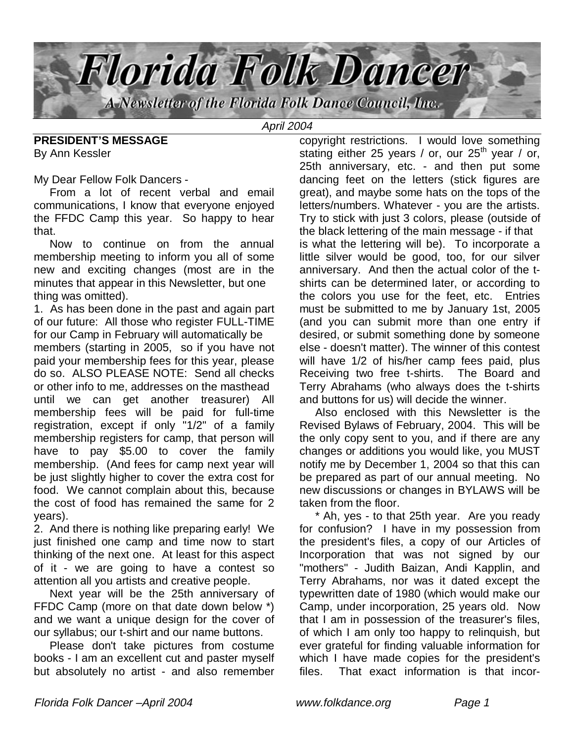# Florida Folk Dancer

A Newsletter of the Florida Folk Dance Council, Inc.

*April 2004*

**PRESIDENT'S MESSAGE**
By Ann Kessler

My Dear Fellow Folk Dancers -

From a lot of recent verbal and email communications, I know that everyone enjoyed the FFDC Camp this year. So happy to hear that.

Now to continue on from the annual membership meeting to inform you all of some new and exciting changes (most are in the minutes that appear in this Newsletter, but one thing was omitted).

1. As has been done in the past and again part of our future: All those who register FULL-TIME for our Camp in February will automatically be members (starting in 2005, so if you have not paid your membership fees for this year, please do so. ALSO PLEASE NOTE: Send all checks or other info to me, addresses on the masthead until we can get another treasurer) All membership fees will be paid for full-time registration, except if only "1/2" of a family membership registers for camp, that person will have to pay $5.00 to cover the family membership. (And fees for camp next year will be just slightly higher to cover the extra cost for food. We cannot complain about this, because the cost of food has remained the same for 2 years).

2. And there is nothing like preparing early! We just finished one camp and time now to start thinking of the next one. At least for this aspect of it - we are going to have a contest so attention all you artists and creative people.

Next year will be the 25th anniversary of FFDC Camp (more on that date down below \*) and we want a unique design for the cover of our syllabus; our t-shirt and our name buttons.

Please don't take pictures from costume books - I am an excellent cut and paster myself but absolutely no artist - and also remember copyright restrictions. I would love something stating either 25 years / or, our 25th year / or, 25th anniversary, etc. - and then put some dancing feet on the letters (stick figures are great), and maybe some hats on the tops of the letters/numbers. Whatever - you are the artists. Try to stick with just 3 colors, please (outside of the black lettering of the main message - if that is what the lettering will be). To incorporate a little silver would be good, too, for our silver anniversary. And then the actual color of the t-shirts can be determined later, or according to the colors you use for the feet, etc. Entries must be submitted to me by January 1st, 2005 (and you can submit more than one entry if desired, or submit something done by someone else - doesn't matter). The winner of this contest will have 1/2 of his/her camp fees paid, plus Receiving two free t-shirts. The Board and Terry Abrahams (who always does the t-shirts and buttons for us) will decide the winner.

Also enclosed with this Newsletter is the Revised Bylaws of February, 2004. This will be the only copy sent to you, and if there are any changes or additions you would like, you MUST notify me by December 1, 2004 so that this can be prepared as part of our annual meeting. No new discussions or changes in BYLAWS will be taken from the floor.

\* Ah, yes - to that 25th year. Are you ready for confusion? I have in my possession from the president's files, a copy of our Articles of Incorporation that was not signed by our "mothers" - Judith Baizan, Andi Kapplin, and Terry Abrahams, nor was it dated except the typewritten date of 1980 (which would make our Camp, under incorporation, 25 years old. Now that I am in possession of the treasurer's files, of which I am only too happy to relinquish, but ever grateful for finding valuable information for which I have made copies for the president's files. That exact information is that incor-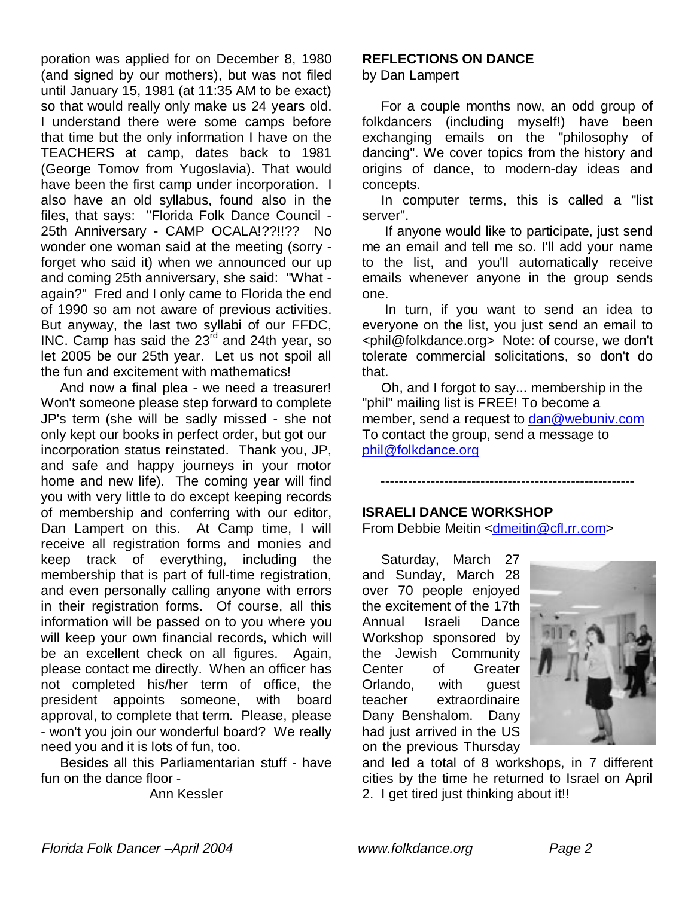poration was applied for on December 8, 1980 (and signed by our mothers), but was not filed until January 15, 1981 (at 11:35 AM to be exact) so that would really only make us 24 years old. I understand there were some camps before that time but the only information I have on the TEACHERS at camp, dates back to 1981 (George Tomov from Yugoslavia). That would have been the first camp under incorporation. I also have an old syllabus, found also in the files, that says: "Florida Folk Dance Council - 25th Anniversary - CAMP OCALA!??!!?? No wonder one woman said at the meeting (sorry - forget who said it) when we announced our up and coming 25th anniversary, she said: "What - again?" Fred and I only came to Florida the end of 1990 so am not aware of previous activities. But anyway, the last two syllabi of our FFDC, INC. Camp has said the 23rd and 24th year, so let 2005 be our 25th year. Let us not spoil all the fun and excitement with mathematics!

And now a final plea - we need a treasurer! Won't someone please step forward to complete JP's term (she will be sadly missed - she not only kept our books in perfect order, but got our incorporation status reinstated. Thank you, JP, and safe and happy journeys in your motor home and new life). The coming year will find you with very little to do except keeping records of membership and conferring with our editor, Dan Lampert on this. At Camp time, I will receive all registration forms and monies and keep track of everything, including the membership that is part of full-time registration, and even personally calling anyone with errors in their registration forms. Of course, all this information will be passed on to you where you will keep your own financial records, which will be an excellent check on all figures. Again, please contact me directly. When an officer has not completed his/her term of office, the president appoints someone, with board approval, to complete that term. Please, please - won't you join our wonderful board? We really need you and it is lots of fun, too.

Besides all this Parliamentarian stuff - have fun on the dance floor -

Ann Kessler

**REFLECTIONS ON DANCE**

by Dan Lampert

For a couple months now, an odd group of folkdancers (including myself!) have been exchanging emails on the "philosophy of dancing". We cover topics from the history and origins of dance, to modern-day ideas and concepts.

In computer terms, this is called a "list server".

If anyone would like to participate, just send me an email and tell me so. I'll add your name to the list, and you'll automatically receive emails whenever anyone in the group sends one.

In turn, if you want to send an idea to everyone on the list, you just send an email to <phil@folkdance.org> Note: of course, we don't tolerate commercial solicitations, so don't do that.

Oh, and I forgot to say... membership in the "phil" mailing list is FREE! To become a member, send a request to dan@webuniv.com To contact the group, send a message to phil@folkdance.org

---

**ISRAELI DANCE WORKSHOP**

From Debbie Meitin <dmeitin@cfl.rr.com>

Saturday, March 27 and Sunday, March 28 over 70 people enjoyed the excitement of the 17th Annual Israeli Dance Workshop sponsored by the Jewish Community Center of Greater Orlando, with guest teacher extraordinaire Dany Benshalom. Dany had just arrived in the US on the previous Thursday and led a total of 8 workshops, in 7 different cities by the time he returned to Israel on April 2. I get tired just thinking about it!!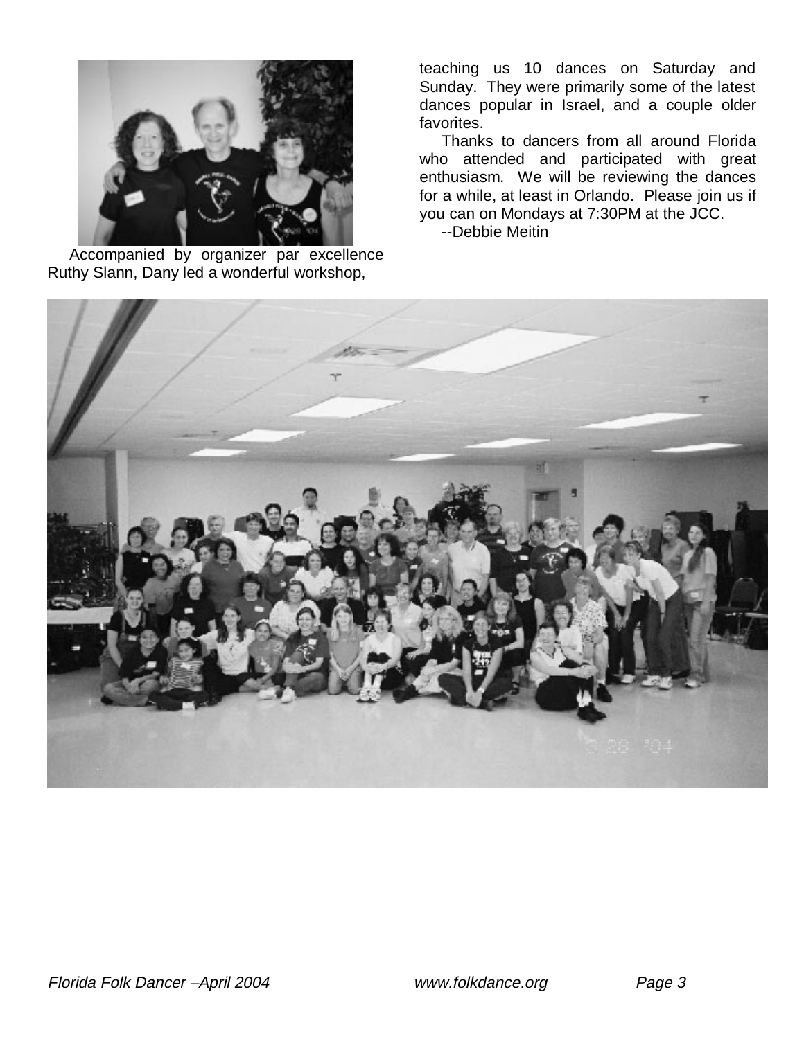Accompanied by organizer par excellence Ruthy Slann, Dany led a wonderful workshop, teaching us 10 dances on Saturday and Sunday. They were primarily some of the latest dances popular in Israel, and a couple older favorites.

Thanks to dancers from all around Florida who attended and participated with great enthusiasm. We will be reviewing the dances for a while, at least in Orlando. Please join us if you can on Mondays at 7:30PM at the JCC.

--Debbie Meitin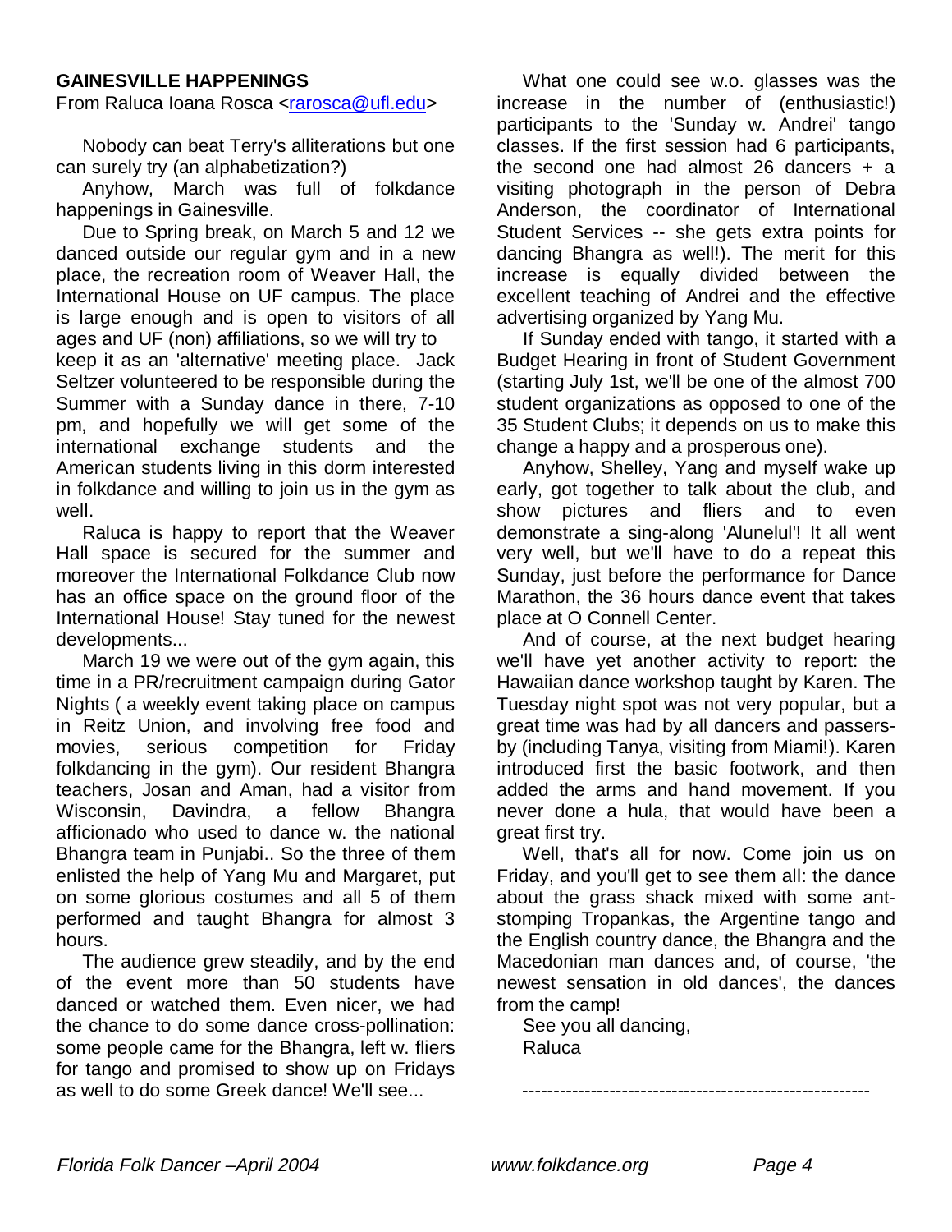## GAINESVILLE HAPPENINGS

From Raluca Ioana Rosca <rarosca@ufl.edu>

Nobody can beat Terry's alliterations but one can surely try (an alphabetization?)

Anyhow, March was full of folkdance happenings in Gainesville.

Due to Spring break, on March 5 and 12 we danced outside our regular gym and in a new place, the recreation room of Weaver Hall, the International House on UF campus. The place is large enough and is open to visitors of all ages and UF (non) affiliations, so we will try to keep it as an 'alternative' meeting place. Jack Seltzer volunteered to be responsible during the Summer with a Sunday dance in there, 7-10 pm, and hopefully we will get some of the international exchange students and the American students living in this dorm interested in folkdance and willing to join us in the gym as well.

Raluca is happy to report that the Weaver Hall space is secured for the summer and moreover the International Folkdance Club now has an office space on the ground floor of the International House! Stay tuned for the newest developments...

March 19 we were out of the gym again, this time in a PR/recruitment campaign during Gator Nights ( a weekly event taking place on campus in Reitz Union, and involving free food and movies, serious competition for Friday folkdancing in the gym). Our resident Bhangra teachers, Josan and Aman, had a visitor from Wisconsin, Davindra, a fellow Bhangra afficionado who used to dance w. the national Bhangra team in Punjabi.. So the three of them enlisted the help of Yang Mu and Margaret, put on some glorious costumes and all 5 of them performed and taught Bhangra for almost 3 hours.

The audience grew steadily, and by the end of the event more than 50 students have danced or watched them. Even nicer, we had the chance to do some dance cross-pollination: some people came for the Bhangra, left w. fliers for tango and promised to show up on Fridays as well to do some Greek dance! We'll see...

What one could see w.o. glasses was the increase in the number of (enthusiastic!) participants to the 'Sunday w. Andrei' tango classes. If the first session had 6 participants, the second one had almost 26 dancers + a visiting photograph in the person of Debra Anderson, the coordinator of International Student Services -- she gets extra points for dancing Bhangra as well!). The merit for this increase is equally divided between the excellent teaching of Andrei and the effective advertising organized by Yang Mu.

If Sunday ended with tango, it started with a Budget Hearing in front of Student Government (starting July 1st, we'll be one of the almost 700 student organizations as opposed to one of the 35 Student Clubs; it depends on us to make this change a happy and a prosperous one).

Anyhow, Shelley, Yang and myself wake up early, got together to talk about the club, and show pictures and fliers and to even demonstrate a sing-along 'Alunelul'! It all went very well, but we'll have to do a repeat this Sunday, just before the performance for Dance Marathon, the 36 hours dance event that takes place at O Connell Center.

And of course, at the next budget hearing we'll have yet another activity to report: the Hawaiian dance workshop taught by Karen. The Tuesday night spot was not very popular, but a great time was had by all dancers and passers-by (including Tanya, visiting from Miami!). Karen introduced first the basic footwork, and then added the arms and hand movement. If you never done a hula, that would have been a great first try.

Well, that's all for now. Come join us on Friday, and you'll get to see them all: the dance about the grass shack mixed with some ant-stomping Tropankas, the Argentine tango and the English country dance, the Bhangra and the Macedonian man dances and, of course, 'the newest sensation in old dances', the dances from the camp!

See you all dancing,
Raluca

---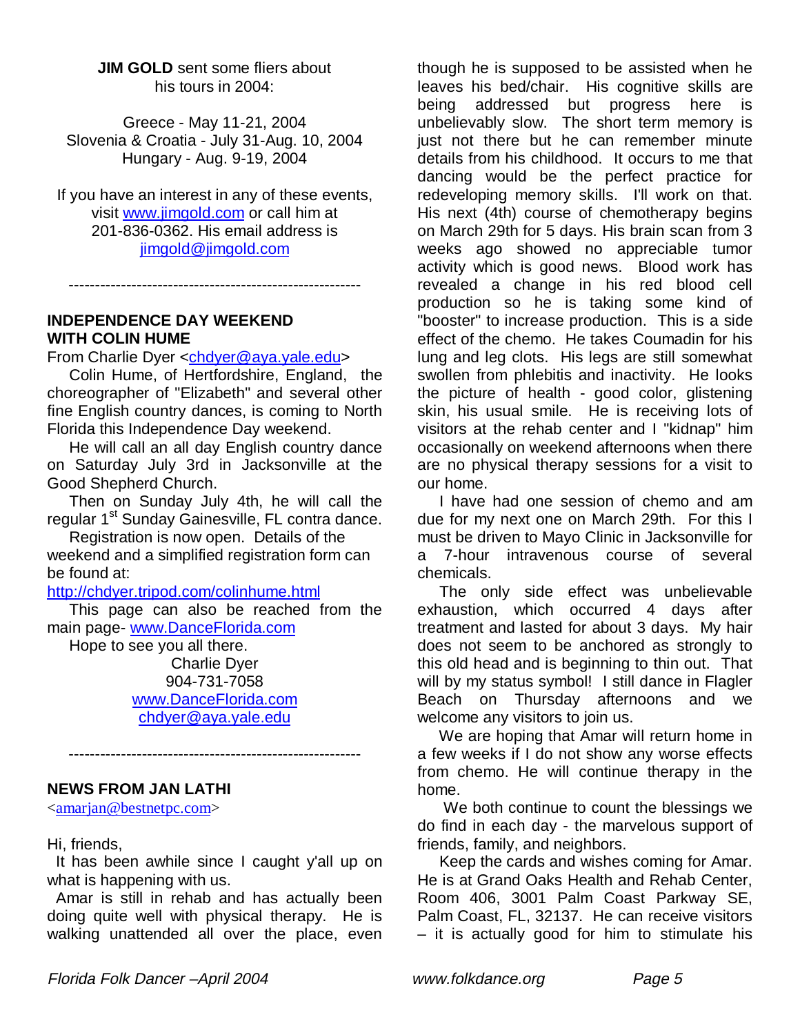**JIM GOLD** sent some fliers about his tours in 2004:

Greece - May 11-21, 2004
Slovenia & Croatia - July 31-Aug. 10, 2004
Hungary - Aug. 9-19, 2004

If you have an interest in any of these events, visit www.jimgold.com or call him at 201-836-0362. His email address is jimgold@jimgold.com

---

## INDEPENDENCE DAY WEEKEND WITH COLIN HUME

From Charlie Dyer <chdyer@aya.yale.edu>

Colin Hume, of Hertfordshire, England, the choreographer of "Elizabeth" and several other fine English country dances, is coming to North Florida this Independence Day weekend.

He will call an all day English country dance on Saturday July 3rd in Jacksonville at the Good Shepherd Church.

Then on Sunday July 4th, he will call the regular 1st Sunday Gainesville, FL contra dance.

Registration is now open. Details of the weekend and a simplified registration form can be found at:
http://chdyer.tripod.com/colinhume.html

This page can also be reached from the main page- www.DanceFlorida.com

Hope to see you all there.

Charlie Dyer
904-731-7058
www.DanceFlorida.com
chdyer@aya.yale.edu

---

## NEWS FROM JAN LATHI

<amarjan@bestnetpc.com>

Hi, friends,

It has been awhile since I caught y'all up on what is happening with us.

Amar is still in rehab and has actually been doing quite well with physical therapy. He is walking unattended all over the place, even though he is supposed to be assisted when he leaves his bed/chair. His cognitive skills are being addressed but progress here is unbelievably slow. The short term memory is just not there but he can remember minute details from his childhood. It occurs to me that dancing would be the perfect practice for redeveloping memory skills. I'll work on that. His next (4th) course of chemotherapy begins on March 29th for 5 days. His brain scan from 3 weeks ago showed no appreciable tumor activity which is good news. Blood work has revealed a change in his red blood cell production so he is taking some kind of "booster" to increase production. This is a side effect of the chemo. He takes Coumadin for his lung and leg clots. His legs are still somewhat swollen from phlebitis and inactivity. He looks the picture of health - good color, glistening skin, his usual smile. He is receiving lots of visitors at the rehab center and I "kidnap" him occasionally on weekend afternoons when there are no physical therapy sessions for a visit to our home.

I have had one session of chemo and am due for my next one on March 29th. For this I must be driven to Mayo Clinic in Jacksonville for a 7-hour intravenous course of several chemicals.

The only side effect was unbelievable exhaustion, which occurred 4 days after treatment and lasted for about 3 days. My hair does not seem to be anchored as strongly to this old head and is beginning to thin out. That will by my status symbol! I still dance in Flagler Beach on Thursday afternoons and we welcome any visitors to join us.

We are hoping that Amar will return home in a few weeks if I do not show any worse effects from chemo. He will continue therapy in the home.

We both continue to count the blessings we do find in each day - the marvelous support of friends, family, and neighbors.

Keep the cards and wishes coming for Amar. He is at Grand Oaks Health and Rehab Center, Room 406, 3001 Palm Coast Parkway SE, Palm Coast, FL, 32137. He can receive visitors – it is actually good for him to stimulate his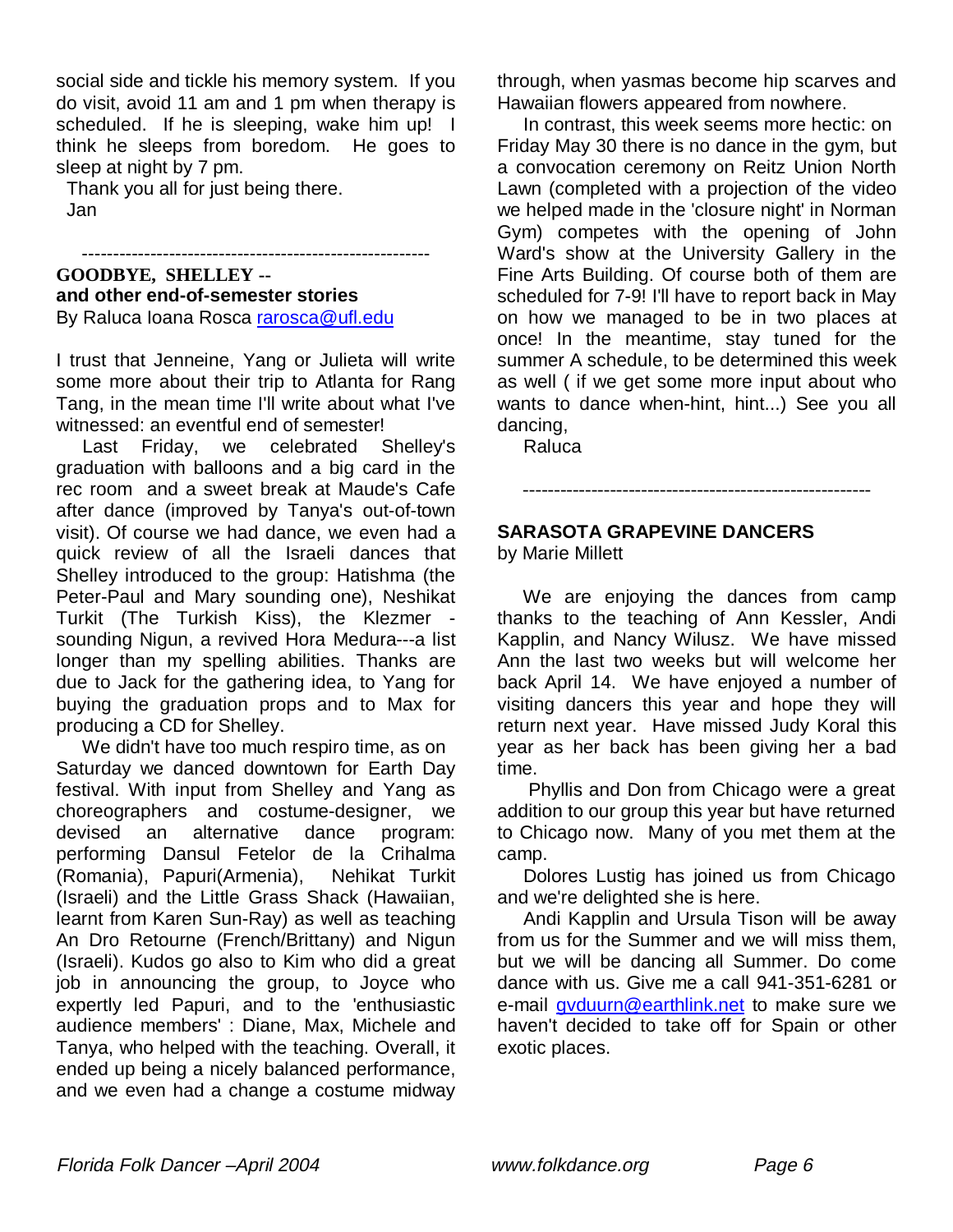social side and tickle his memory system. If you do visit, avoid 11 am and 1 pm when therapy is scheduled. If he is sleeping, wake him up! I think he sleeps from boredom. He goes to sleep at night by 7 pm.

Thank you all for just being there.

Jan

---

## GOODBYE, SHELLEY -- and other end-of-semester stories

By Raluca Ioana Rosca rarosca@ufl.edu

I trust that Jenneine, Yang or Julieta will write some more about their trip to Atlanta for Rang Tang, in the mean time I'll write about what I've witnessed: an eventful end of semester!

Last Friday, we celebrated Shelley's graduation with balloons and a big card in the rec room and a sweet break at Maude's Cafe after dance (improved by Tanya's out-of-town visit). Of course we had dance, we even had a quick review of all the Israeli dances that Shelley introduced to the group: Hatishma (the Peter-Paul and Mary sounding one), Neshikat Turkit (The Turkish Kiss), the Klezmer - sounding Nigun, a revived Hora Medura---a list longer than my spelling abilities. Thanks are due to Jack for the gathering idea, to Yang for buying the graduation props and to Max for producing a CD for Shelley.

We didn't have too much respiro time, as on Saturday we danced downtown for Earth Day festival. With input from Shelley and Yang as choreographers and costume-designer, we devised an alternative dance program: performing Dansul Fetelor de la Crihalma (Romania), Papuri(Armenia), Nehikat Turkit (Israeli) and the Little Grass Shack (Hawaiian, learnt from Karen Sun-Ray) as well as teaching An Dro Retourne (French/Brittany) and Nigun (Israeli). Kudos go also to Kim who did a great job in announcing the group, to Joyce who expertly led Papuri, and to the 'enthusiastic audience members' : Diane, Max, Michele and Tanya, who helped with the teaching. Overall, it ended up being a nicely balanced performance, and we even had a change a costume midway through, when yasmas become hip scarves and Hawaiian flowers appeared from nowhere.

In contrast, this week seems more hectic: on Friday May 30 there is no dance in the gym, but a convocation ceremony on Reitz Union North Lawn (completed with a projection of the video we helped made in the 'closure night' in Norman Gym) competes with the opening of John Ward's show at the University Gallery in the Fine Arts Building. Of course both of them are scheduled for 7-9! I'll have to report back in May on how we managed to be in two places at once! In the meantime, stay tuned for the summer A schedule, to be determined this week as well ( if we get some more input about who wants to dance when-hint, hint...) See you all dancing,

Raluca

---

## SARASOTA GRAPEVINE DANCERS

by Marie Millett

We are enjoying the dances from camp thanks to the teaching of Ann Kessler, Andi Kapplin, and Nancy Wilusz. We have missed Ann the last two weeks but will welcome her back April 14. We have enjoyed a number of visiting dancers this year and hope they will return next year. Have missed Judy Koral this year as her back has been giving her a bad time.

Phyllis and Don from Chicago were a great addition to our group this year but have returned to Chicago now. Many of you met them at the camp.

Dolores Lustig has joined us from Chicago and we're delighted she is here.

Andi Kapplin and Ursula Tison will be away from us for the Summer and we will miss them, but we will be dancing all Summer. Do come dance with us. Give me a call 941-351-6281 or e-mail gvduurn@earthlink.net to make sure we haven't decided to take off for Spain or other exotic places.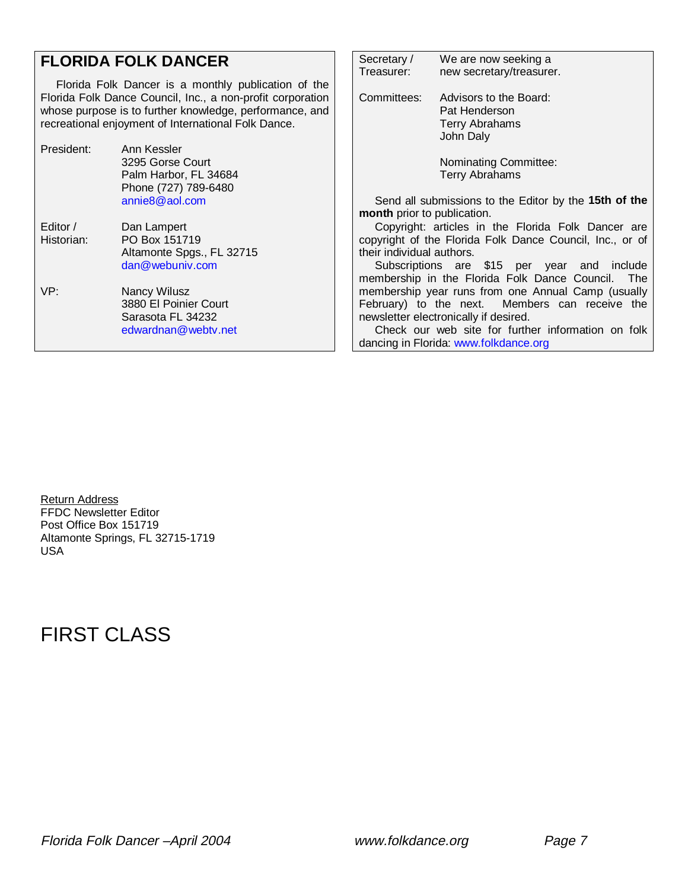## FLORIDA FOLK DANCER

Florida Folk Dancer is a monthly publication of the Florida Folk Dance Council, Inc., a non-profit corporation whose purpose is to further knowledge, performance, and recreational enjoyment of International Folk Dance.

| | |
|---|---|
| President: | Ann Kessler<br>3295 Gorse Court<br>Palm Harbor, FL 34684<br>Phone (727) 789-6480<br>annie8@aol.com |
| Editor / Historian: | Dan Lampert<br>PO Box 151719<br>Altamonte Spgs., FL 32715<br>dan@webuniv.com |
| VP: | Nancy Wilusz<br>3880 El Poinier Court<br>Sarasota FL 34232<br>edwardnan@webtv.net |
| Secretary / Treasurer: | We are now seeking a new secretary/treasurer. |
| Committees: | Advisors to the Board:<br>Pat Henderson<br>Terry Abrahams<br>John Daly<br><br>Nominating Committee:<br>Terry Abrahams |

Send all submissions to the Editor by the **15th of the month** prior to publication.

Copyright: articles in the Florida Folk Dancer are copyright of the Florida Folk Dance Council, Inc., or of their individual authors.

Subscriptions are $15 per year and include membership in the Florida Folk Dance Council. The membership year runs from one Annual Camp (usually February) to the next. Members can receive the newsletter electronically if desired.

Check our web site for further information on folk dancing in Florida: www.folkdance.org

Return Address
FFDC Newsletter Editor
Post Office Box 151719
Altamonte Springs, FL 32715-1719
USA

FIRST CLASS